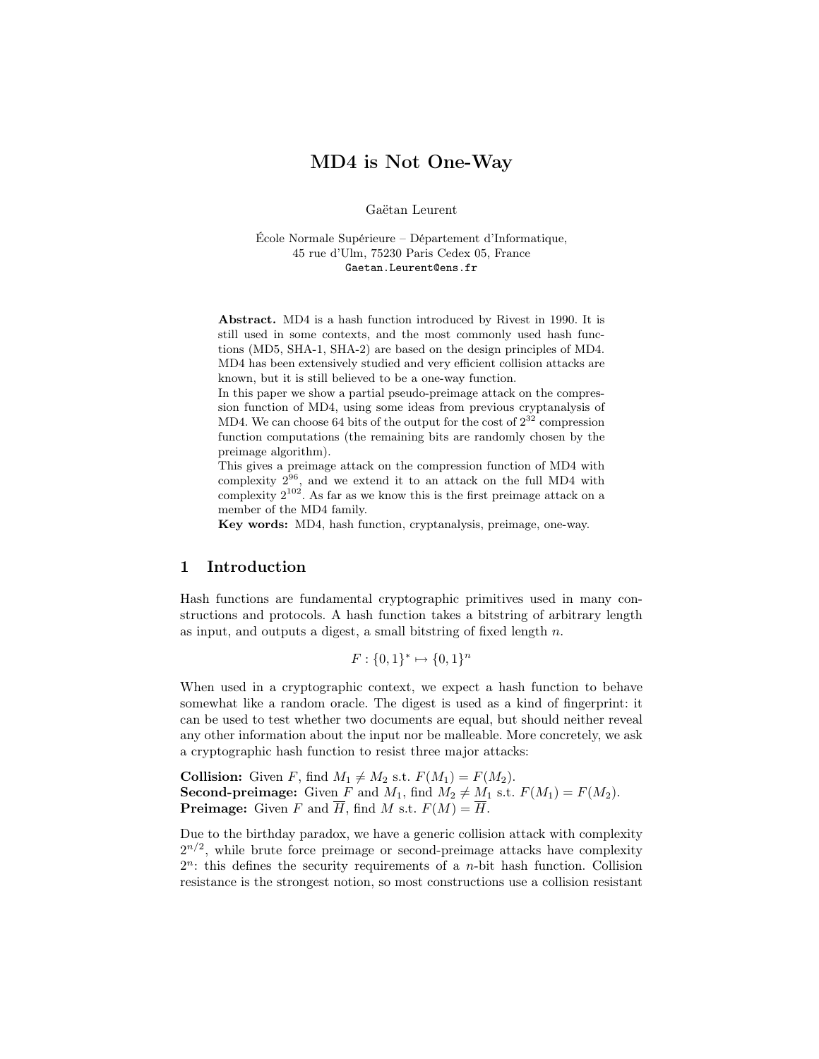# MD4 is Not One-Way

Gaëtan Leurent

École Normale Supérieure – Département d'Informatique,
45 rue d'Ulm, 75230 Paris Cedex 05, France
Gaetan.Leurent@ens.fr

**Abstract.** MD4 is a hash function introduced by Rivest in 1990. It is still used in some contexts, and the most commonly used hash functions (MD5, SHA-1, SHA-2) are based on the design principles of MD4. MD4 has been extensively studied and very efficient collision attacks are known, but it is still believed to be a one-way function.

In this paper we show a partial pseudo-preimage attack on the compression function of MD4, using some ideas from previous cryptanalysis of MD4. We can choose 64 bits of the output for the cost of $2^{32}$ compression function computations (the remaining bits are randomly chosen by the preimage algorithm).

This gives a preimage attack on the compression function of MD4 with complexity $2^{96}$, and we extend it to an attack on the full MD4 with complexity $2^{102}$. As far as we know this is the first preimage attack on a member of the MD4 family.

**Key words:** MD4, hash function, cryptanalysis, preimage, one-way.

## 1 Introduction

Hash functions are fundamental cryptographic primitives used in many constructions and protocols. A hash function takes a bitstring of arbitrary length as input, and outputs a digest, a small bitstring of fixed length $n$.

$$F : \{0,1\}^* \mapsto \{0,1\}^n$$

When used in a cryptographic context, we expect a hash function to behave somewhat like a random oracle. The digest is used as a kind of fingerprint: it can be used to test whether two documents are equal, but should neither reveal any other information about the input nor be malleable. More concretely, we ask a cryptographic hash function to resist three major attacks:

**Collision:** Given $F$, find $M_1 \neq M_2$ s.t. $F(M_1) = F(M_2)$.
**Second-preimage:** Given $F$ and $M_1$, find $M_2 \neq M_1$ s.t. $F(M_1) = F(M_2)$.
**Preimage:** Given $F$ and $\overline{H}$, find $M$ s.t. $F(M) = \overline{H}$.

Due to the birthday paradox, we have a generic collision attack with complexity $2^{n/2}$, while brute force preimage or second-preimage attacks have complexity $2^n$: this defines the security requirements of a $n$-bit hash function. Collision resistance is the strongest notion, so most constructions use a collision resistant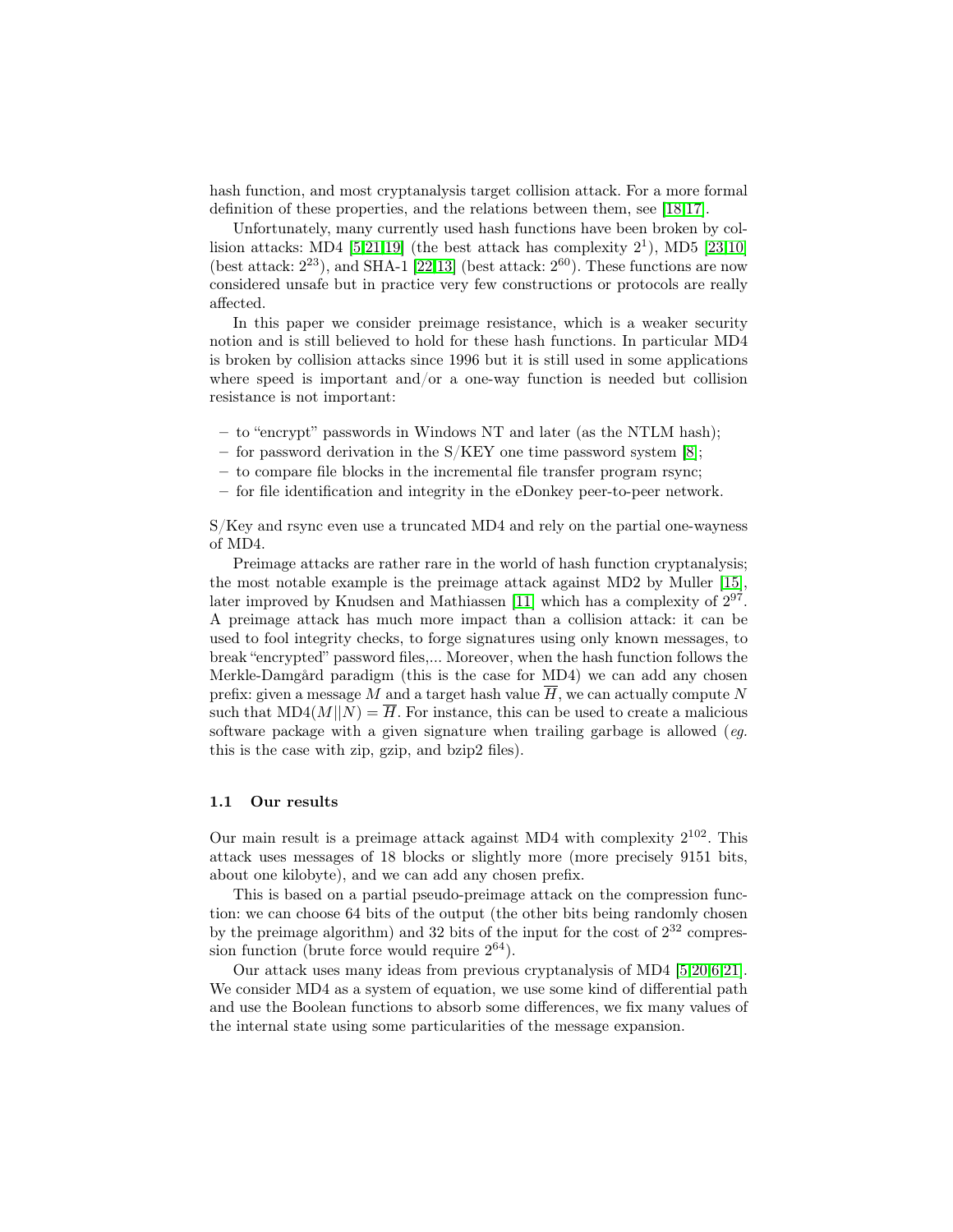hash function, and most cryptanalysis target collision attack. For a more formal definition of these properties, and the relations between them, see [18,17].

Unfortunately, many currently used hash functions have been broken by collision attacks: MD4 [5,21,19] (the best attack has complexity $2^1$), MD5 [23,10] (best attack: $2^{23}$), and SHA-1 [22,13] (best attack: $2^{60}$). These functions are now considered unsafe but in practice very few constructions or protocols are really affected.

In this paper we consider preimage resistance, which is a weaker security notion and is still believed to hold for these hash functions. In particular MD4 is broken by collision attacks since 1996 but it is still used in some applications where speed is important and/or a one-way function is needed but collision resistance is not important:

- to "encrypt" passwords in Windows NT and later (as the NTLM hash);
- for password derivation in the S/KEY one time password system [8];
- to compare file blocks in the incremental file transfer program rsync;
- for file identification and integrity in the eDonkey peer-to-peer network.

S/Key and rsync even use a truncated MD4 and rely on the partial one-wayness of MD4.

Preimage attacks are rather rare in the world of hash function cryptanalysis; the most notable example is the preimage attack against MD2 by Muller [15], later improved by Knudsen and Mathiassen [11] which has a complexity of $2^{97}$. A preimage attack has much more impact than a collision attack: it can be used to fool integrity checks, to forge signatures using only known messages, to break "encrypted" password files,... Moreover, when the hash function follows the Merkle-Damgård paradigm (this is the case for MD4) we can add any chosen prefix: given a message $M$ and a target hash value $\overline{H}$, we can actually compute $N$ such that $\text{MD4}(M||N) = \overline{H}$. For instance, this can be used to create a malicious software package with a given signature when trailing garbage is allowed (*eg.* this is the case with zip, gzip, and bzip2 files).

### 1.1 Our results

Our main result is a preimage attack against MD4 with complexity $2^{102}$. This attack uses messages of 18 blocks or slightly more (more precisely 9151 bits, about one kilobyte), and we can add any chosen prefix.

This is based on a partial pseudo-preimage attack on the compression function: we can choose 64 bits of the output (the other bits being randomly chosen by the preimage algorithm) and 32 bits of the input for the cost of $2^{32}$ compression function (brute force would require $2^{64}$).

Our attack uses many ideas from previous cryptanalysis of MD4 [5,20,6,21]. We consider MD4 as a system of equation, we use some kind of differential path and use the Boolean functions to absorb some differences, we fix many values of the internal state using some particularities of the message expansion.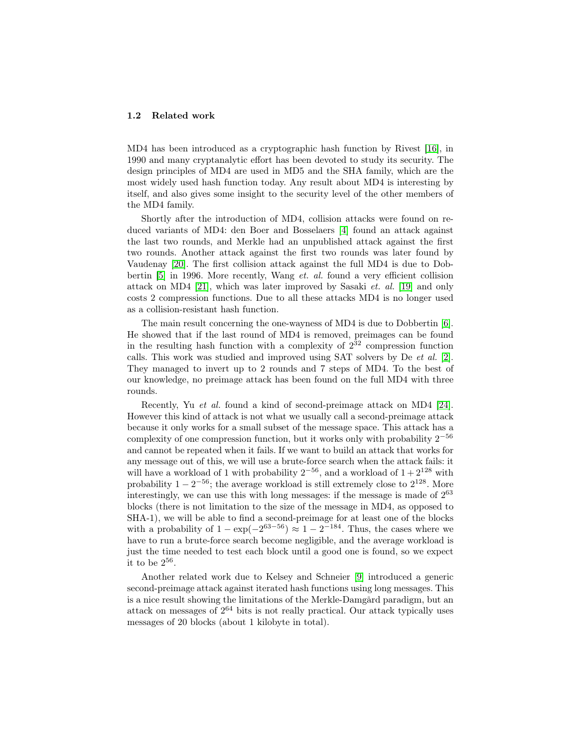### 1.2 Related work

MD4 has been introduced as a cryptographic hash function by Rivest [16], in 1990 and many cryptanalytic effort has been devoted to study its security. The design principles of MD4 are used in MD5 and the SHA family, which are the most widely used hash function today. Any result about MD4 is interesting by itself, and also gives some insight to the security level of the other members of the MD4 family.

Shortly after the introduction of MD4, collision attacks were found on reduced variants of MD4: den Boer and Bosselaers [4] found an attack against the last two rounds, and Merkle had an unpublished attack against the first two rounds. Another attack against the first two rounds was later found by Vaudenay [20]. The first collision attack against the full MD4 is due to Dobbertin [5] in 1996. More recently, Wang *et. al.* found a very efficient collision attack on MD4 [21], which was later improved by Sasaki *et. al.* [19] and only costs 2 compression functions. Due to all these attacks MD4 is no longer used as a collision-resistant hash function.

The main result concerning the one-wayness of MD4 is due to Dobbertin [6]. He showed that if the last round of MD4 is removed, preimages can be found in the resulting hash function with a complexity of $2^{32}$ compression function calls. This work was studied and improved using SAT solvers by De *et al.* [2]. They managed to invert up to 2 rounds and 7 steps of MD4. To the best of our knowledge, no preimage attack has been found on the full MD4 with three rounds.

Recently, Yu *et al.* found a kind of second-preimage attack on MD4 [24]. However this kind of attack is not what we usually call a second-preimage attack because it only works for a small subset of the message space. This attack has a complexity of one compression function, but it works only with probability $2^{-56}$ and cannot be repeated when it fails. If we want to build an attack that works for any message out of this, we will use a brute-force search when the attack fails: it will have a workload of 1 with probability $2^{-56}$, and a workload of $1 + 2^{128}$ with probability $1 - 2^{-56}$; the average workload is still extremely close to $2^{128}$. More interestingly, we can use this with long messages: if the message is made of $2^{63}$ blocks (there is not limitation to the size of the message in MD4, as opposed to SHA-1), we will be able to find a second-preimage for at least one of the blocks with a probability of $1 - \exp(-2^{63-56}) \approx 1 - 2^{-184}$. Thus, the cases where we have to run a brute-force search become negligible, and the average workload is just the time needed to test each block until a good one is found, so we expect it to be $2^{56}$.

Another related work due to Kelsey and Schneier [9] introduced a generic second-preimage attack against iterated hash functions using long messages. This is a nice result showing the limitations of the Merkle-Damgård paradigm, but an attack on messages of $2^{64}$ bits is not really practical. Our attack typically uses messages of 20 blocks (about 1 kilobyte in total).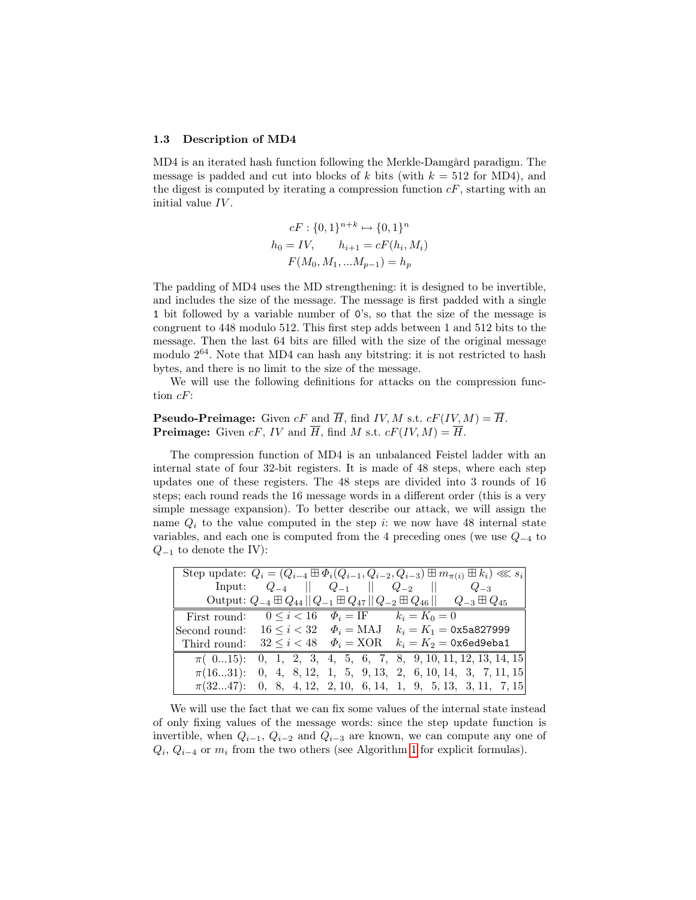### 1.3 Description of MD4

MD4 is an iterated hash function following the Merkle-Damgård paradigm. The message is padded and cut into blocks of $k$ bits (with $k = 512$ for MD4), and the digest is computed by iterating a compression function $cF$, starting with an initial value $IV$.

$$cF : \{0,1\}^{n+k} \mapsto \{0,1\}^n$$
$$h_0 = IV, \qquad h_{i+1} = cF(h_i, M_i)$$
$$F(M_0, M_1, ...M_{p-1}) = h_p$$

The padding of MD4 uses the MD strengthening: it is designed to be invertible, and includes the size of the message. The message is first padded with a single `1` bit followed by a variable number of `0`'s, so that the size of the message is congruent to 448 modulo 512. This first step adds between 1 and 512 bits to the message. Then the last 64 bits are filled with the size of the original message modulo $2^{64}$. Note that MD4 can hash any bitstring: it is not restricted to hash bytes, and there is no limit to the size of the message.

We will use the following definitions for attacks on the compression function $cF$:

**Pseudo-Preimage:** Given $cF$ and $\overline{H}$, find $IV, M$ s.t. $cF(IV, M) = \overline{H}$.
**Preimage:** Given $cF$, $IV$ and $\overline{H}$, find $M$ s.t. $cF(IV, M) = \overline{H}$.

The compression function of MD4 is an unbalanced Feistel ladder with an internal state of four 32-bit registers. It is made of 48 steps, where each step updates one of these registers. The 48 steps are divided into 3 rounds of 16 steps; each round reads the 16 message words in a different order (this is a very simple message expansion). To better describe our attack, we will assign the name $Q_i$ to the value computed in the step $i$: we now have 48 internal state variables, and each one is computed from the 4 preceding ones (we use $Q_{-4}$ to $Q_{-1}$ to denote the IV):

| | |
|---|---|
| Step update: | $Q_i = (Q_{i-4} \boxplus \Phi_i(Q_{i-1}, Q_{i-2}, Q_{i-3}) \boxplus m_{\pi(i)} \boxplus k_i) \lll s_i$ |
| Input: | $Q_{-4} \;\|\|\; Q_{-1} \;\|\|\; Q_{-2} \;\|\|\; Q_{-3}$ |
| Output: | $Q_{-4} \boxplus Q_{44} \,\|\|\, Q_{-1} \boxplus Q_{47} \,\|\|\, Q_{-2} \boxplus Q_{46} \,\|\|\, Q_{-3} \boxplus Q_{45}$ |

| Round | Steps | $\Phi_i$ | $k_i$ |
|---|---|---|---|
| First round: | $0 \le i < 16$ | $\Phi_i = \text{IF}$ | $k_i = K_0 = 0$ |
| Second round: | $16 \le i < 32$ | $\Phi_i = \text{MAJ}$ | $k_i = K_1 =$ `0x5a827999` |
| Third round: | $32 \le i < 48$ | $\Phi_i = \text{XOR}$ | $k_i = K_2 =$ `0x6ed9eba1` |

| | | | | | | | | | | | | | | | | |
|---|---|---|---|---|---|---|---|---|---|---|---|---|---|---|---|---|
| $\pi($ 0...15): | 0 | 1 | 2 | 3 | 4 | 5 | 6 | 7 | 8 | 9 | 10 | 11 | 12 | 13 | 14 | 15 |
| $\pi($16...31): | 0 | 4 | 8 | 12 | 1 | 5 | 9 | 13 | 2 | 6 | 10 | 14 | 3 | 7 | 11 | 15 |
| $\pi($32...47): | 0 | 8 | 4 | 12 | 2 | 10 | 6 | 14 | 1 | 9 | 5 | 13 | 3 | 11 | 7 | 15 |

We will use the fact that we can fix some values of the internal state instead of only fixing values of the message words: since the step update function is invertible, when $Q_{i-1}$, $Q_{i-2}$ and $Q_{i-3}$ are known, we can compute any one of $Q_i$, $Q_{i-4}$ or $m_i$ from the two others (see Algorithm 1 for explicit formulas).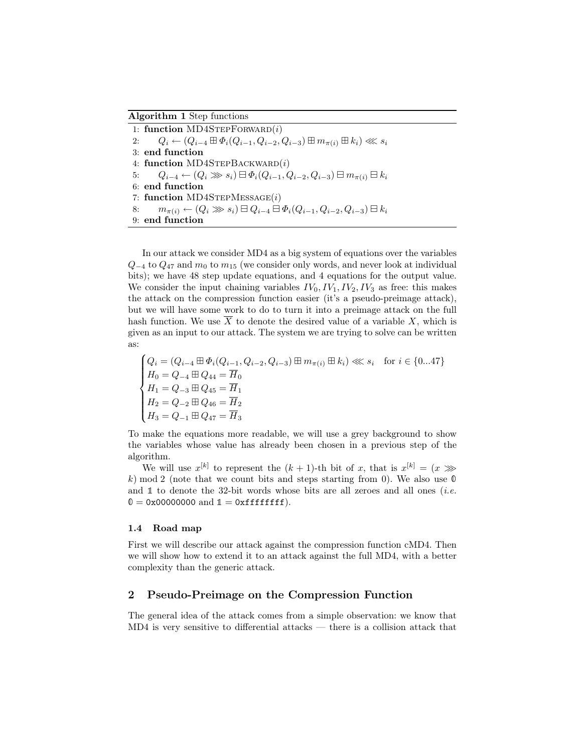**Algorithm 1** Step functions

```
1: function MD4StepForward(i)
2:     Q_i ← (Q_{i−4} ⊞ Φ_i(Q_{i−1}, Q_{i−2}, Q_{i−3}) ⊞ m_{π(i)} ⊞ k_i) ⋘ s_i
3: end function
4: function MD4StepBackward(i)
5:     Q_{i−4} ← (Q_i ⋙ s_i) ⊟ Φ_i(Q_{i−1}, Q_{i−2}, Q_{i−3}) ⊟ m_{π(i)} ⊟ k_i
6: end function
7: function MD4StepMessage(i)
8:     m_{π(i)} ← (Q_i ⋙ s_i) ⊟ Q_{i−4} ⊟ Φ_i(Q_{i−1}, Q_{i−2}, Q_{i−3}) ⊟ k_i
9: end function
```

In our attack we consider MD4 as a big system of equations over the variables $Q_{-4}$ to $Q_{47}$ and $m_0$ to $m_{15}$ (we consider only words, and never look at individual bits); we have 48 step update equations, and 4 equations for the output value. We consider the input chaining variables $IV_0, IV_1, IV_2, IV_3$ as free: this makes the attack on the compression function easier (it's a pseudo-preimage attack), but we will have some work to do to turn it into a preimage attack on the full hash function. We use $\overline{X}$ to denote the desired value of a variable $X$, which is given as an input to our attack. The system we are trying to solve can be written as:

$$
\begin{cases}
Q_i = (Q_{i-4} \boxplus \Phi_i(Q_{i-1}, Q_{i-2}, Q_{i-3}) \boxplus m_{\pi(i)} \boxplus k_i) \lll s_i \quad \text{for } i \in \{0...47\} \\
H_0 = Q_{-4} \boxplus Q_{44} = \overline{H}_0 \\
H_1 = Q_{-3} \boxplus Q_{45} = \overline{H}_1 \\
H_2 = Q_{-2} \boxplus Q_{46} = \overline{H}_2 \\
H_3 = Q_{-1} \boxplus Q_{47} = \overline{H}_3
\end{cases}
$$

To make the equations more readable, we will use a grey background to show the variables whose value has already been chosen in a previous step of the algorithm.

We will use $x^{[k]}$ to represent the $(k+1)$-th bit of $x$, that is $x^{[k]} = (x \ggg k) \bmod 2$ (note that we count bits and steps starting from 0). We also use $\mathbb{0}$ and $\mathbb{1}$ to denote the 32-bit words whose bits are all zeroes and all ones (*i.e.* $\mathbb{0} =$ `0x00000000` and $\mathbb{1} =$ `0xffffffff`).

### 1.4 Road map

First we will describe our attack against the compression function cMD4. Then we will show how to extend it to an attack against the full MD4, with a better complexity than the generic attack.

## 2 Pseudo-Preimage on the Compression Function

The general idea of the attack comes from a simple observation: we know that MD4 is very sensitive to differential attacks — there is a collision attack that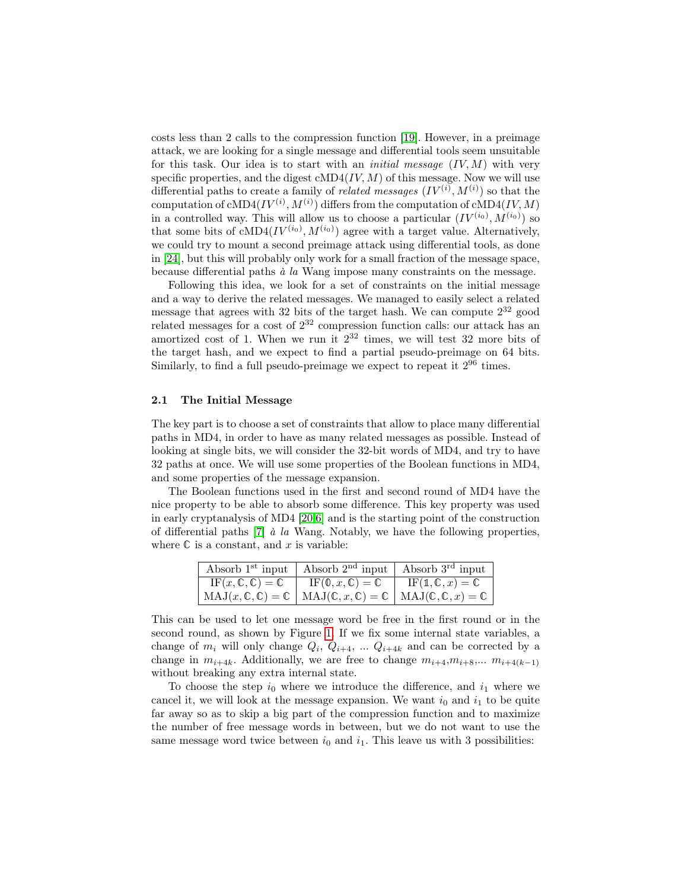costs less than 2 calls to the compression function [19]. However, in a preimage attack, we are looking for a single message and differential tools seem unsuitable for this task. Our idea is to start with an *initial message* $(IV, M)$ with very specific properties, and the digest $\text{cMD4}(IV, M)$ of this message. Now we will use differential paths to create a family of *related messages* $(IV^{(i)}, M^{(i)})$ so that the computation of $\text{cMD4}(IV^{(i)}, M^{(i)})$ differs from the computation of $\text{cMD4}(IV, M)$ in a controlled way. This will allow us to choose a particular $(IV^{(i_0)}, M^{(i_0)})$ so that some bits of $\text{cMD4}(IV^{(i_0)}, M^{(i_0)})$ agree with a target value. Alternatively, we could try to mount a second preimage attack using differential tools, as done in [24], but this will probably only work for a small fraction of the message space, because differential paths *à la* Wang impose many constraints on the message.

Following this idea, we look for a set of constraints on the initial message and a way to derive the related messages. We managed to easily select a related message that agrees with 32 bits of the target hash. We can compute $2^{32}$ good related messages for a cost of $2^{32}$ compression function calls: our attack has an amortized cost of 1. When we run it $2^{32}$ times, we will test 32 more bits of the target hash, and we expect to find a partial pseudo-preimage on 64 bits. Similarly, to find a full pseudo-preimage we expect to repeat it $2^{96}$ times.

### 2.1 The Initial Message

The key part is to choose a set of constraints that allow to place many differential paths in MD4, in order to have as many related messages as possible. Instead of looking at single bits, we will consider the 32-bit words of MD4, and try to have 32 paths at once. We will use some properties of the Boolean functions in MD4, and some properties of the message expansion.

The Boolean functions used in the first and second round of MD4 have the nice property to be able to absorb some difference. This key property was used in early cryptanalysis of MD4 [20,6] and is the starting point of the construction of differential paths [7] *à la* Wang. Notably, we have the following properties, where $\mathbb{C}$ is a constant, and $x$ is variable:

| Absorb 1[st] input | Absorb 2[nd] input | Absorb 3[rd] input |
|---|---|---|
| $\text{IF}(x, \mathbb{C}, \mathbb{C}) = \mathbb{C}$ | $\text{IF}(\mathbb{0}, x, \mathbb{C}) = \mathbb{C}$ | $\text{IF}(\mathbb{1}, \mathbb{C}, x) = \mathbb{C}$ |
| $\text{MAJ}(x, \mathbb{C}, \mathbb{C}) = \mathbb{C}$ | $\text{MAJ}(\mathbb{C}, x, \mathbb{C}) = \mathbb{C}$ | $\text{MAJ}(\mathbb{C}, \mathbb{C}, x) = \mathbb{C}$ |

This can be used to let one message word be free in the first round or in the second round, as shown by Figure 1. If we fix some internal state variables, a change of $m_i$ will only change $Q_i$, $Q_{i+4}$, ... $Q_{i+4k}$ and can be corrected by a change in $m_{i+4k}$. Additionally, we are free to change $m_{i+4}$,$m_{i+8}$,... $m_{i+4(k-1)}$ without breaking any extra internal state.

To choose the step $i_0$ where we introduce the difference, and $i_1$ where we cancel it, we will look at the message expansion. We want $i_0$ and $i_1$ to be quite far away so as to skip a big part of the compression function and to maximize the number of free message words in between, but we do not want to use the same message word twice between $i_0$ and $i_1$. This leave us with 3 possibilities: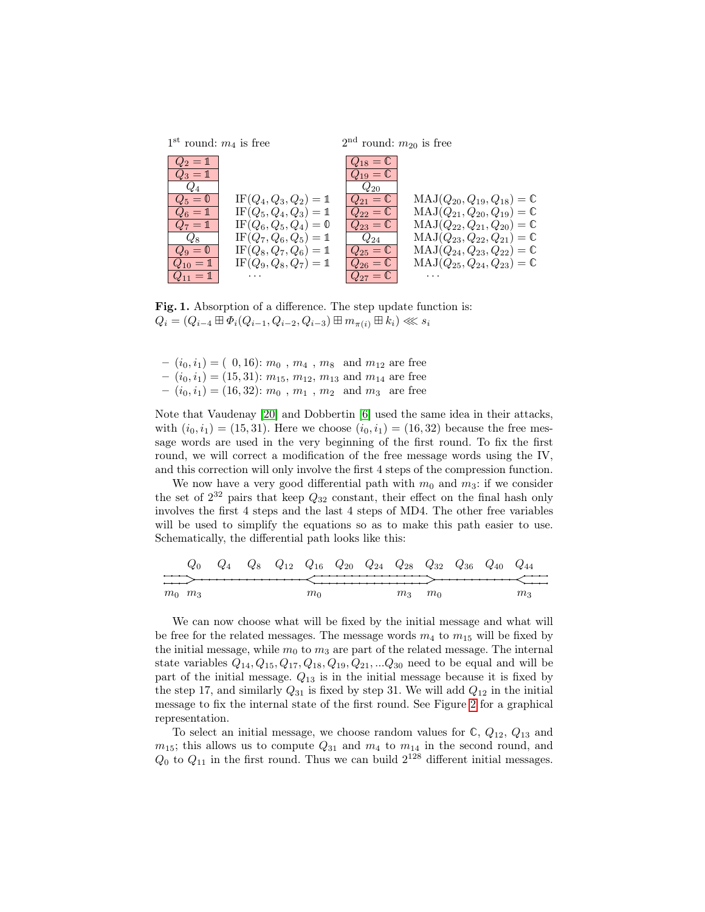1[st] round: $m_4$ is free

| $Q_2 = \mathbb{1}$ | |
|---|---|
| $Q_3 = \mathbb{1}$ | |
| $Q_4$ | |
| $Q_5 = \mathbb{0}$ | $\mathrm{IF}(Q_4, Q_3, Q_2) = \mathbb{1}$ |
| $Q_6 = \mathbb{1}$ | $\mathrm{IF}(Q_5, Q_4, Q_3) = \mathbb{1}$ |
| $Q_7 = \mathbb{1}$ | $\mathrm{IF}(Q_6, Q_5, Q_4) = \mathbb{0}$ |
| $Q_8$ | $\mathrm{IF}(Q_7, Q_6, Q_5) = \mathbb{1}$ |
| $Q_9 = \mathbb{0}$ | $\mathrm{IF}(Q_8, Q_7, Q_6) = \mathbb{1}$ |
| $Q_{10} = \mathbb{1}$ | $\mathrm{IF}(Q_9, Q_8, Q_7) = \mathbb{1}$ |
| $Q_{11} = \mathbb{1}$ | ... |

2[nd] round: $m_{20}$ is free

| $Q_{18} = \mathbb{C}$ | |
|---|---|
| $Q_{19} = \mathbb{C}$ | |
| $Q_{20}$ | |
| $Q_{21} = \mathbb{C}$ | $\mathrm{MAJ}(Q_{20}, Q_{19}, Q_{18}) = \mathbb{C}$ |
| $Q_{22} = \mathbb{C}$ | $\mathrm{MAJ}(Q_{21}, Q_{20}, Q_{19}) = \mathbb{C}$ |
| $Q_{23} = \mathbb{C}$ | $\mathrm{MAJ}(Q_{22}, Q_{21}, Q_{20}) = \mathbb{C}$ |
| $Q_{24}$ | $\mathrm{MAJ}(Q_{23}, Q_{22}, Q_{21}) = \mathbb{C}$ |
| $Q_{25} = \mathbb{C}$ | $\mathrm{MAJ}(Q_{24}, Q_{23}, Q_{22}) = \mathbb{C}$ |
| $Q_{26} = \mathbb{C}$ | $\mathrm{MAJ}(Q_{25}, Q_{24}, Q_{23}) = \mathbb{C}$ |
| $Q_{27} = \mathbb{C}$ | ... |

**Fig. 1.** Absorption of a difference. The step update function is: $Q_i = (Q_{i-4} \boxplus \Phi_i(Q_{i-1}, Q_{i-2}, Q_{i-3}) \boxplus m_{\pi(i)} \boxplus k_i) \lll s_i$

- $(i_0, i_1) = (0, 16)$: $m_0$, $m_4$, $m_8$ and $m_{12}$ are free
- $(i_0, i_1) = (15, 31)$: $m_{15}$, $m_{12}$, $m_{13}$ and $m_{14}$ are free
- $(i_0, i_1) = (16, 32)$: $m_0$, $m_1$, $m_2$ and $m_3$ are free

Note that Vaudenay [20] and Dobbertin [6] used the same idea in their attacks, with $(i_0, i_1) = (15, 31)$. Here we choose $(i_0, i_1) = (16, 32)$ because the free message words are used in the very beginning of the first round. To fix the first round, we will correct a modification of the free message words using the IV, and this correction will only involve the first 4 steps of the compression function.

We now have a very good differential path with $m_0$ and $m_3$: if we consider the set of $2^{32}$ pairs that keep $Q_{32}$ constant, their effect on the final hash only involves the first 4 steps and the last 4 steps of MD4. The other free variables will be used to simplify the equations so as to make this path easier to use. Schematically, the differential path looks like this:

$Q_0$ $Q_4$ $Q_8$ $Q_{12}$ $Q_{16}$ $Q_{20}$ $Q_{24}$ $Q_{28}$ $Q_{32}$ $Q_{36}$ $Q_{40}$ $Q_{44}$

$m_0$ $m_3$ ... $m_0$ ... $m_3$ $m_0$ ... $m_3$

We can now choose what will be fixed by the initial message and what will be free for the related messages. The message words $m_4$ to $m_{15}$ will be fixed by the initial message, while $m_0$ to $m_3$ are part of the related message. The internal state variables $Q_{14}, Q_{15}, Q_{17}, Q_{18}, Q_{19}, Q_{21}, ...Q_{30}$ need to be equal and will be part of the initial message. $Q_{13}$ is in the initial message because it is fixed by the step 17, and similarly $Q_{31}$ is fixed by step 31. We will add $Q_{12}$ in the initial message to fix the internal state of the first round. See Figure 2 for a graphical representation.

To select an initial message, we choose random values for $\mathbb{C}$, $Q_{12}$, $Q_{13}$ and $m_{15}$; this allows us to compute $Q_{31}$ and $m_4$ to $m_{14}$ in the second round, and $Q_0$ to $Q_{11}$ in the first round. Thus we can build $2^{128}$ different initial messages.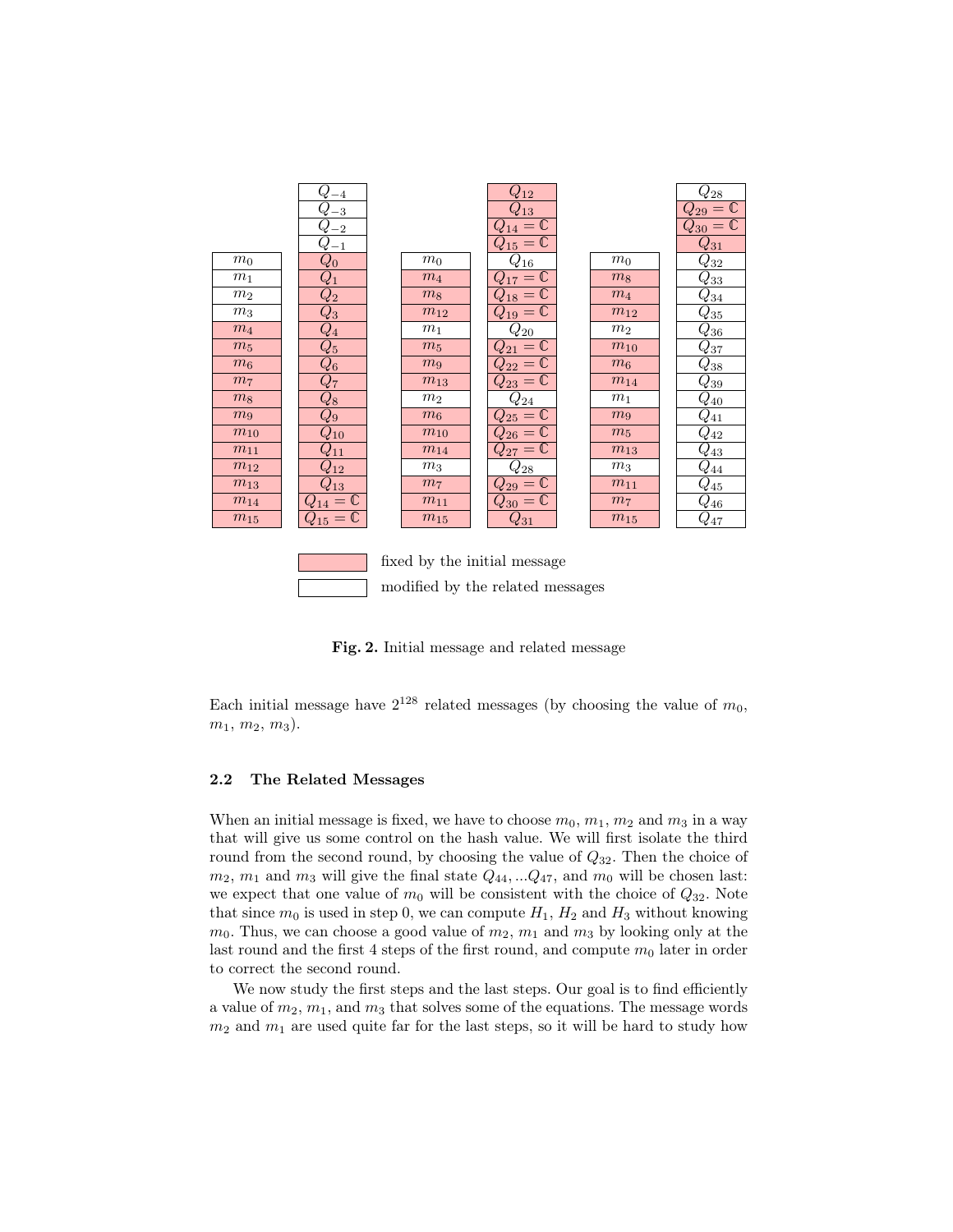| | | | | | |
|---|---|---|---|---|---|
| | $Q_{-4}$ | | $Q_{12}$ | | $Q_{28}$ |
| | $Q_{-3}$ | | $Q_{13}$ | | $Q_{29} = \mathbb{C}$ |
| | $Q_{-2}$ | | $Q_{14} = \mathbb{C}$ | | $Q_{30} = \mathbb{C}$ |
| | $Q_{-1}$ | | $Q_{15} = \mathbb{C}$ | | $Q_{31}$ |
| $m_0$ | $Q_0$ | $m_0$ | $Q_{16}$ | $m_0$ | $Q_{32}$ |
| $m_1$ | $Q_1$ | $m_4$ | $Q_{17} = \mathbb{C}$ | $m_8$ | $Q_{33}$ |
| $m_2$ | $Q_2$ | $m_8$ | $Q_{18} = \mathbb{C}$ | $m_4$ | $Q_{34}$ |
| $m_3$ | $Q_3$ | $m_{12}$ | $Q_{19} = \mathbb{C}$ | $m_{12}$ | $Q_{35}$ |
| $m_4$ | $Q_4$ | $m_1$ | $Q_{20}$ | $m_2$ | $Q_{36}$ |
| $m_5$ | $Q_5$ | $m_5$ | $Q_{21} = \mathbb{C}$ | $m_{10}$ | $Q_{37}$ |
| $m_6$ | $Q_6$ | $m_9$ | $Q_{22} = \mathbb{C}$ | $m_6$ | $Q_{38}$ |
| $m_7$ | $Q_7$ | $m_{13}$ | $Q_{23} = \mathbb{C}$ | $m_{14}$ | $Q_{39}$ |
| $m_8$ | $Q_8$ | $m_2$ | $Q_{24}$ | $m_1$ | $Q_{40}$ |
| $m_9$ | $Q_9$ | $m_6$ | $Q_{25} = \mathbb{C}$ | $m_9$ | $Q_{41}$ |
| $m_{10}$ | $Q_{10}$ | $m_{10}$ | $Q_{26} = \mathbb{C}$ | $m_5$ | $Q_{42}$ |
| $m_{11}$ | $Q_{11}$ | $m_{14}$ | $Q_{27} = \mathbb{C}$ | $m_{13}$ | $Q_{43}$ |
| $m_{12}$ | $Q_{12}$ | $m_3$ | $Q_{28}$ | $m_3$ | $Q_{44}$ |
| $m_{13}$ | $Q_{13}$ | $m_7$ | $Q_{29} = \mathbb{C}$ | $m_{11}$ | $Q_{45}$ |
| $m_{14}$ | $Q_{14} = \mathbb{C}$ | $m_{11}$ | $Q_{30} = \mathbb{C}$ | $m_7$ | $Q_{46}$ |
| $m_{15}$ | $Q_{15} = \mathbb{C}$ | $m_{15}$ | $Q_{31}$ | $m_{15}$ | $Q_{47}$ |

(shaded) fixed by the initial message

(white) modified by the related messages

**Fig. 2.** Initial message and related message

Each initial message have $2^{128}$ related messages (by choosing the value of $m_0$, $m_1$, $m_2$, $m_3$).

### 2.2 The Related Messages

When an initial message is fixed, we have to choose $m_0$, $m_1$, $m_2$ and $m_3$ in a way that will give us some control on the hash value. We will first isolate the third round from the second round, by choosing the value of $Q_{32}$. Then the choice of $m_2$, $m_1$ and $m_3$ will give the final state $Q_{44}, ...Q_{47}$, and $m_0$ will be chosen last: we expect that one value of $m_0$ will be consistent with the choice of $Q_{32}$. Note that since $m_0$ is used in step 0, we can compute $H_1$, $H_2$ and $H_3$ without knowing $m_0$. Thus, we can choose a good value of $m_2$, $m_1$ and $m_3$ by looking only at the last round and the first 4 steps of the first round, and compute $m_0$ later in order to correct the second round.

We now study the first steps and the last steps. Our goal is to find efficiently a value of $m_2$, $m_1$, and $m_3$ that solves some of the equations. The message words $m_2$ and $m_1$ are used quite far for the last steps, so it will be hard to study how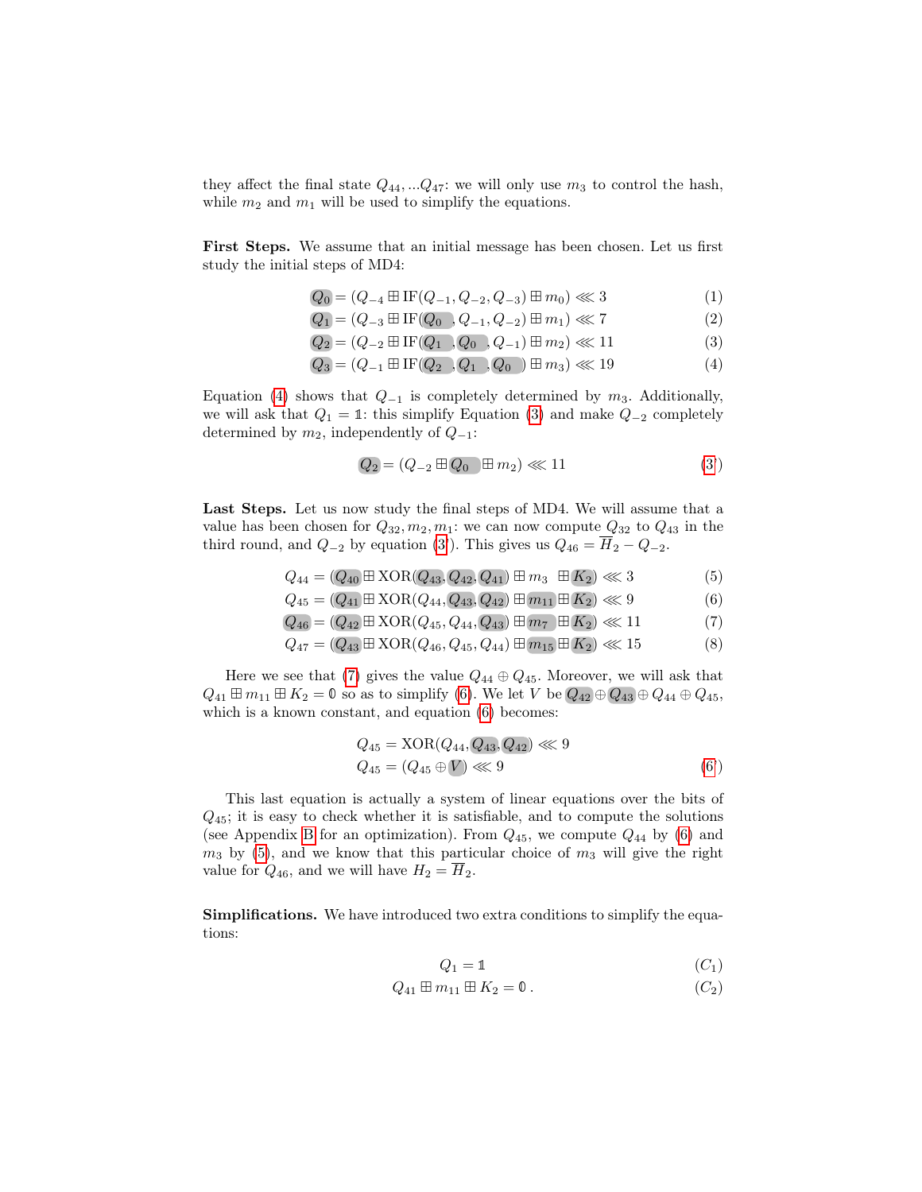they affect the final state $Q_{44}, ...Q_{47}$: we will only use $m_3$ to control the hash, while $m_2$ and $m_1$ will be used to simplify the equations.

**First Steps.** We assume that an initial message has been chosen. Let us first study the initial steps of MD4:

$$Q_0 = (Q_{-4} \boxplus \mathrm{IF}(Q_{-1}, Q_{-2}, Q_{-3}) \boxplus m_0) \lll 3 \tag{1}$$

$$Q_1 = (Q_{-3} \boxplus \mathrm{IF}(Q_0, Q_{-1}, Q_{-2}) \boxplus m_1) \lll 7 \tag{2}$$

$$Q_2 = (Q_{-2} \boxplus \mathrm{IF}(Q_1, Q_0, Q_{-1}) \boxplus m_2) \lll 11 \tag{3}$$

$$Q_3 = (Q_{-1} \boxplus \mathrm{IF}(Q_2, Q_1, Q_0) \boxplus m_3) \lll 19 \tag{4}$$

Equation (4) shows that $Q_{-1}$ is completely determined by $m_3$. Additionally, we will ask that $Q_1 = \mathbb{1}$: this simplify Equation (3) and make $Q_{-2}$ completely determined by $m_2$, independently of $Q_{-1}$:

$$Q_2 = (Q_{-2} \boxplus Q_0 \boxplus m_2) \lll 11 \tag{3'}$$

**Last Steps.** Let us now study the final steps of MD4. We will assume that a value has been chosen for $Q_{32}, m_2, m_1$: we can now compute $Q_{32}$ to $Q_{43}$ in the third round, and $Q_{-2}$ by equation (3'). This gives us $Q_{46} = \overline{H}_2 - Q_{-2}$.

$$Q_{44} = (Q_{40} \boxplus \mathrm{XOR}(Q_{43}, Q_{42}, Q_{41}) \boxplus m_3 \boxplus K_2) \lll 3 \tag{5}$$

$$Q_{45} = (Q_{41} \boxplus \mathrm{XOR}(Q_{44}, Q_{43}, Q_{42}) \boxplus m_{11} \boxplus K_2) \lll 9 \tag{6}$$

$$Q_{46} = (Q_{42} \boxplus \mathrm{XOR}(Q_{45}, Q_{44}, Q_{43}) \boxplus m_7 \boxplus K_2) \lll 11 \tag{7}$$

$$Q_{47} = (Q_{43} \boxplus \mathrm{XOR}(Q_{46}, Q_{45}, Q_{44}) \boxplus m_{15} \boxplus K_2) \lll 15 \tag{8}$$

Here we see that (7) gives the value $Q_{44} \oplus Q_{45}$. Moreover, we will ask that $Q_{41} \boxplus m_{11} \boxplus K_2 = \mathbb{0}$ so as to simplify (6). We let $V$ be $Q_{42} \oplus Q_{43} \oplus Q_{44} \oplus Q_{45}$, which is a known constant, and equation (6) becomes:

$$Q_{45} = \mathrm{XOR}(Q_{44}, Q_{43}, Q_{42}) \lll 9$$

$$Q_{45} = (Q_{45} \oplus V) \lll 9 \tag{6'}$$

This last equation is actually a system of linear equations over the bits of $Q_{45}$; it is easy to check whether it is satisfiable, and to compute the solutions (see Appendix B for an optimization). From $Q_{45}$, we compute $Q_{44}$ by (6) and $m_3$ by (5), and we know that this particular choice of $m_3$ will give the right value for $Q_{46}$, and we will have $H_2 = \overline{H}_2$.

**Simplifications.** We have introduced two extra conditions to simplify the equations:

$$Q_1 = \mathbb{1} \tag{$C_1$}$$

$$Q_{41} \boxplus m_{11} \boxplus K_2 = \mathbb{0}\,. \tag{$C_2$}$$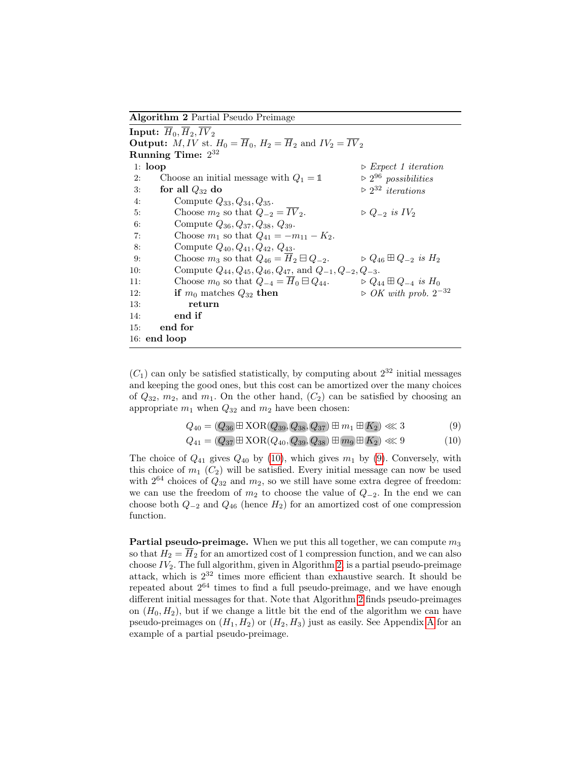**Algorithm 2** Partial Pseudo Preimage

**Input:** $\overline{H}_0, \overline{H}_2, \overline{IV}_2$
**Output:** $M, IV$ st. $H_0 = \overline{H}_0$, $H_2 = \overline{H}_2$ and $IV_2 = \overline{IV}_2$
**Running Time:** $2^{32}$

```
 1: loop                                                        ▷ Expect 1 iteration
 2:     Choose an initial message with Q_1 = 𝟙                   ▷ 2^96 possibilities
 3:     for all Q_32 do                                         ▷ 2^32 iterations
 4:         Compute Q_33, Q_34, Q_35.
 5:         Choose m_2 so that Q_{-2} = IV̄_2.                    ▷ Q_{-2} is IV_2
 6:         Compute Q_36, Q_37, Q_38, Q_39.
 7:         Choose m_1 so that Q_41 = −m_11 − K_2.
 8:         Compute Q_40, Q_41, Q_42, Q_43.
 9:         Choose m_3 so that Q_46 = H̄_2 ⊟ Q_{-2}.              ▷ Q_46 ⊞ Q_{-2} is H_2
10:         Compute Q_44, Q_45, Q_46, Q_47, and Q_{-1}, Q_{-2}, Q_{-3}.
11:         Choose m_0 so that Q_{-4} = H̄_0 ⊟ Q_44.              ▷ Q_44 ⊞ Q_{-4} is H_0
12:         if m_0 matches Q_32 then                            ▷ OK with prob. 2^{-32}
13:             return
14:         end if
15:     end for
16: end loop
```

$(C_1)$ can only be satisfied statistically, by computing about $2^{32}$ initial messages and keeping the good ones, but this cost can be amortized over the many choices of $Q_{32}$, $m_2$, and $m_1$. On the other hand, $(C_2)$ can be satisfied by choosing an appropriate $m_1$ when $Q_{32}$ and $m_2$ have been chosen:

$$Q_{40} = (Q_{36} \boxplus \text{XOR}(Q_{39}, Q_{38}, Q_{37}) \boxplus m_1 \boxplus K_2) \lll 3 \tag{9}$$

$$Q_{41} = (Q_{37} \boxplus \text{XOR}(Q_{40}, Q_{39}, Q_{38}) \boxplus m_9 \boxplus K_2) \lll 9 \tag{10}$$

The choice of $Q_{41}$ gives $Q_{40}$ by (10), which gives $m_1$ by (9). Conversely, with this choice of $m_1$ $(C_2)$ will be satisfied. Every initial message can now be used with $2^{64}$ choices of $Q_{32}$ and $m_2$, so we still have some extra degree of freedom: we can use the freedom of $m_2$ to choose the value of $Q_{-2}$. In the end we can choose both $Q_{-2}$ and $Q_{46}$ (hence $H_2$) for an amortized cost of one compression function.

**Partial pseudo-preimage.** When we put this all together, we can compute $m_3$ so that $H_2 = \overline{H}_2$ for an amortized cost of 1 compression function, and we can also choose $IV_2$. The full algorithm, given in Algorithm 2, is a partial pseudo-preimage attack, which is $2^{32}$ times more efficient than exhaustive search. It should be repeated about $2^{64}$ times to find a full pseudo-preimage, and we have enough different initial messages for that. Note that Algorithm 2 finds pseudo-preimages on $(H_0, H_2)$, but if we change a little bit the end of the algorithm we can have pseudo-preimages on $(H_1, H_2)$ or $(H_2, H_3)$ just as easily. See Appendix A for an example of a partial pseudo-preimage.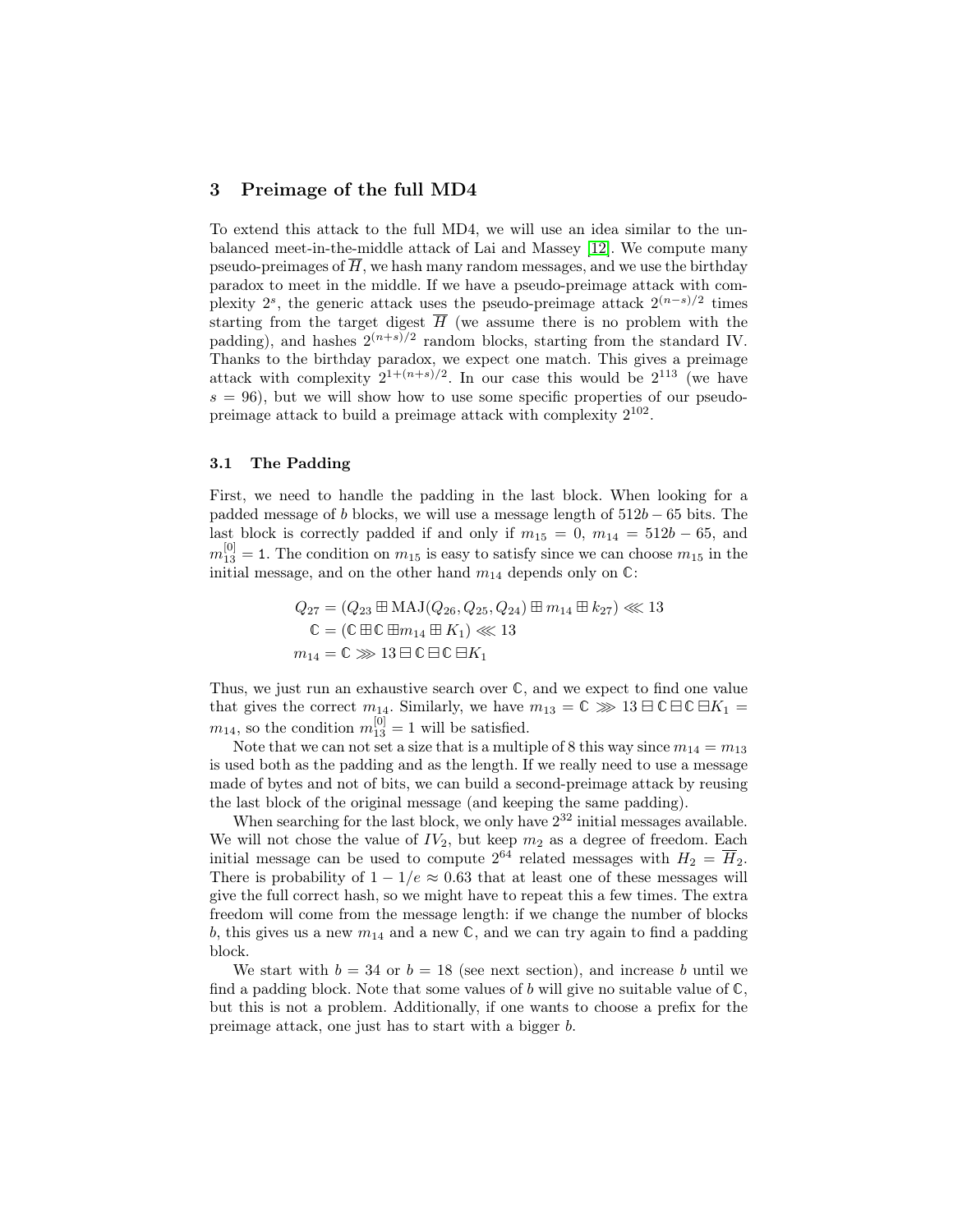## 3 Preimage of the full MD4

To extend this attack to the full MD4, we will use an idea similar to the unbalanced meet-in-the-middle attack of Lai and Massey [12]. We compute many pseudo-preimages of $\overline{H}$, we hash many random messages, and we use the birthday paradox to meet in the middle. If we have a pseudo-preimage attack with complexity $2^s$, the generic attack uses the pseudo-preimage attack $2^{(n-s)/2}$ times starting from the target digest $\overline{H}$ (we assume there is no problem with the padding), and hashes $2^{(n+s)/2}$ random blocks, starting from the standard IV. Thanks to the birthday paradox, we expect one match. This gives a preimage attack with complexity $2^{1+(n+s)/2}$. In our case this would be $2^{113}$ (we have $s = 96$), but we will show how to use some specific properties of our pseudo-preimage attack to build a preimage attack with complexity $2^{102}$.

### 3.1 The Padding

First, we need to handle the padding in the last block. When looking for a padded message of $b$ blocks, we will use a message length of $512b - 65$ bits. The last block is correctly padded if and only if $m_{15} = 0$, $m_{14} = 512b - 65$, and $m_{13}^{[0]} = \mathtt{1}$. The condition on $m_{15}$ is easy to satisfy since we can choose $m_{15}$ in the initial message, and on the other hand $m_{14}$ depends only on $\mathbb{C}$:

$$
\begin{aligned}
Q_{27} &= (Q_{23} \boxplus \mathrm{MAJ}(Q_{26}, Q_{25}, Q_{24}) \boxplus m_{14} \boxplus k_{27}) \lll 13 \\
\mathbb{C} &= (\mathbb{C} \boxplus \mathbb{C} \boxplus m_{14} \boxplus K_1) \lll 13 \\
m_{14} &= \mathbb{C} \ggg 13 \boxminus \mathbb{C} \boxminus \mathbb{C} \boxminus K_1
\end{aligned}
$$

Thus, we just run an exhaustive search over $\mathbb{C}$, and we expect to find one value that gives the correct $m_{14}$. Similarly, we have $m_{13} = \mathbb{C} \ggg 13 \boxminus \mathbb{C} \boxminus \mathbb{C} \boxminus K_1 = m_{14}$, so the condition $m_{13}^{[0]} = 1$ will be satisfied.

Note that we can not set a size that is a multiple of 8 this way since $m_{14} = m_{13}$ is used both as the padding and as the length. If we really need to use a message made of bytes and not of bits, we can build a second-preimage attack by reusing the last block of the original message (and keeping the same padding).

When searching for the last block, we only have $2^{32}$ initial messages available. We will not chose the value of $IV_2$, but keep $m_2$ as a degree of freedom. Each initial message can be used to compute $2^{64}$ related messages with $H_2 = \overline{H}_2$. There is probability of $1 - 1/e \approx 0.63$ that at least one of these messages will give the full correct hash, so we might have to repeat this a few times. The extra freedom will come from the message length: if we change the number of blocks $b$, this gives us a new $m_{14}$ and a new $\mathbb{C}$, and we can try again to find a padding block.

We start with $b = 34$ or $b = 18$ (see next section), and increase $b$ until we find a padding block. Note that some values of $b$ will give no suitable value of $\mathbb{C}$, but this is not a problem. Additionally, if one wants to choose a prefix for the preimage attack, one just has to start with a bigger $b$.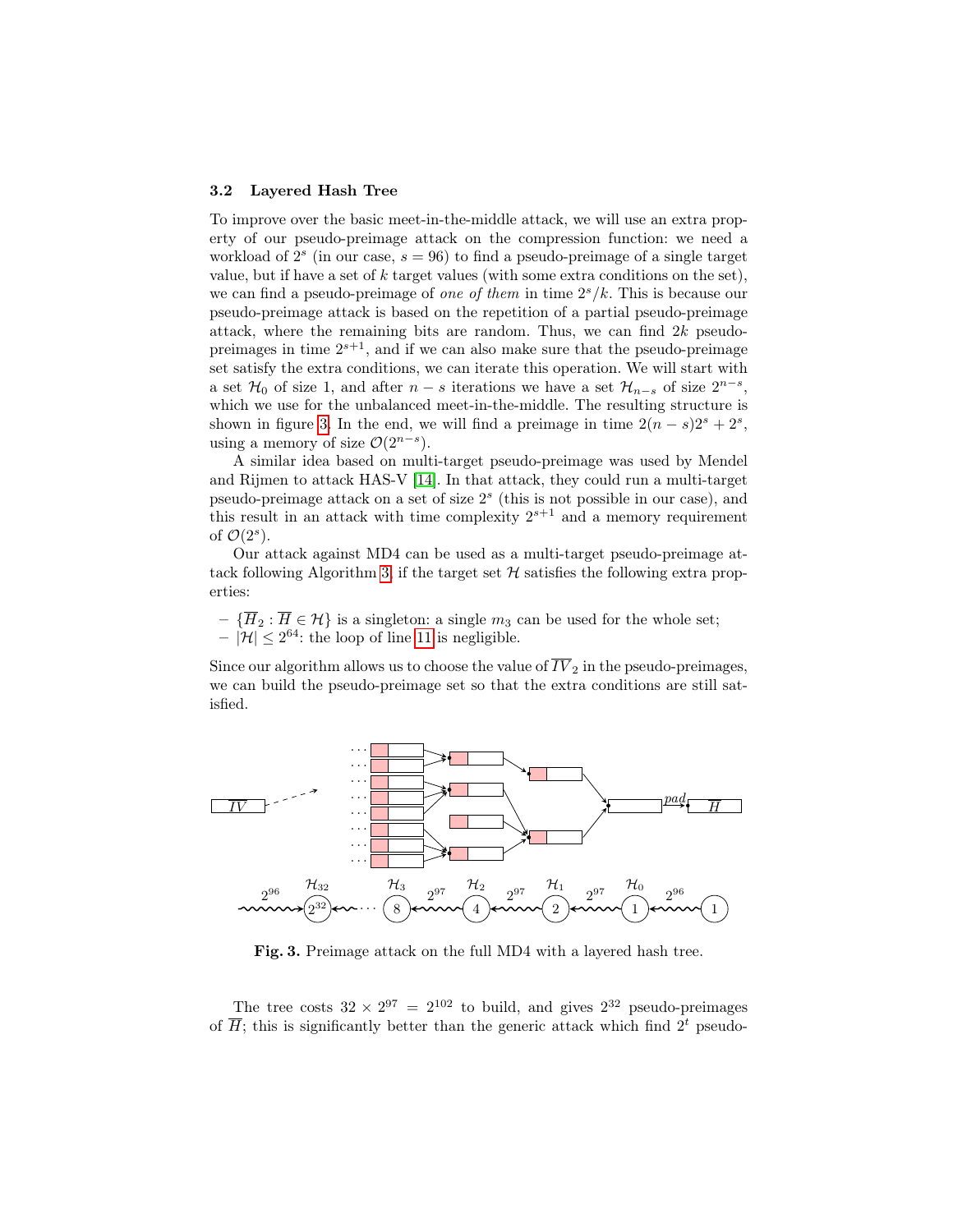### 3.2 Layered Hash Tree

To improve over the basic meet-in-the-middle attack, we will use an extra property of our pseudo-preimage attack on the compression function: we need a workload of $2^s$ (in our case, $s = 96$) to find a pseudo-preimage of a single target value, but if have a set of $k$ target values (with some extra conditions on the set), we can find a pseudo-preimage of *one of them* in time $2^s/k$. This is because our pseudo-preimage attack is based on the repetition of a partial pseudo-preimage attack, where the remaining bits are random. Thus, we can find $2k$ pseudo-preimages in time $2^{s+1}$, and if we can also make sure that the pseudo-preimage set satisfy the extra conditions, we can iterate this operation. We will start with a set $\mathcal{H}_0$ of size 1, and after $n - s$ iterations we have a set $\mathcal{H}_{n-s}$ of size $2^{n-s}$, which we use for the unbalanced meet-in-the-middle. The resulting structure is shown in figure 3. In the end, we will find a preimage in time $2(n - s)2^s + 2^s$, using a memory of size $\mathcal{O}(2^{n-s})$.

A similar idea based on multi-target pseudo-preimage was used by Mendel and Rijmen to attack HAS-V [14]. In that attack, they could run a multi-target pseudo-preimage attack on a set of size $2^s$ (this is not possible in our case), and this result in an attack with time complexity $2^{s+1}$ and a memory requirement of $\mathcal{O}(2^s)$.

Our attack against MD4 can be used as a multi-target pseudo-preimage attack following Algorithm 3, if the target set $\mathcal{H}$ satisfies the following extra properties:

- $\{\overline{H}_2 : \overline{H} \in \mathcal{H}\}$ is a singleton: a single $m_3$ can be used for the whole set;
- $|\mathcal{H}| \leq 2^{64}$: the loop of line 11 is negligible.

Since our algorithm allows us to choose the value of $\overline{IV}_2$ in the pseudo-preimages, we can build the pseudo-preimage set so that the extra conditions are still satisfied.

**Fig. 3.** Preimage attack on the full MD4 with a layered hash tree.

The tree costs $32 \times 2^{97} = 2^{102}$ to build, and gives $2^{32}$ pseudo-preimages of $\overline{H}$; this is significantly better than the generic attack which find $2^t$ pseudo-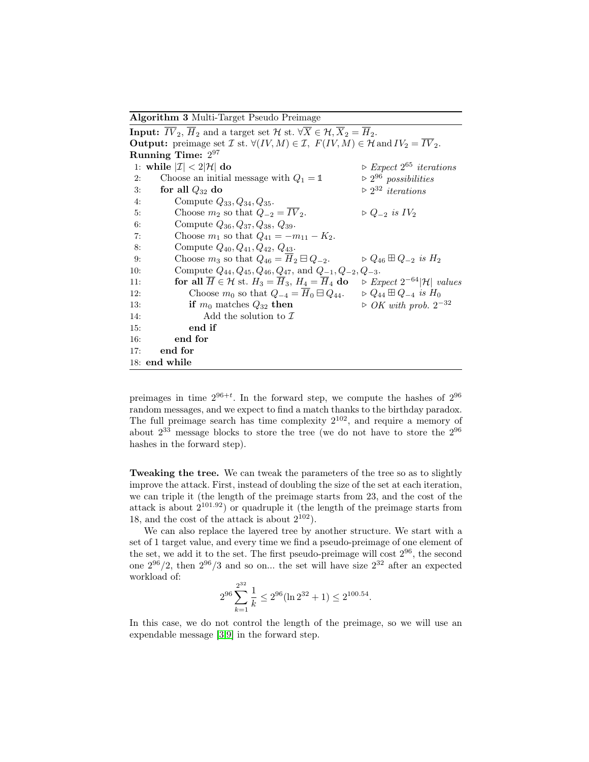**Algorithm 3** Multi-Target Pseudo Preimage

**Input:** $\overline{IV}_2$, $\overline{H}_2$ and a target set $\mathcal{H}$ st. $\forall \overline{X} \in \mathcal{H}, \overline{X}_2 = \overline{H}_2$.
**Output:** preimage set $\mathcal{I}$ st. $\forall (IV, M) \in \mathcal{I},\ F(IV, M) \in \mathcal{H}$ and $IV_2 = \overline{IV}_2$.
**Running Time:** $2^{97}$

```
 1: while |I| < 2|H| do                                  ▷ Expect 2^65 iterations
 2:     Choose an initial message with Q_1 = 𝟙           ▷ 2^96 possibilities
 3:     for all Q_32 do                                  ▷ 2^32 iterations
 4:         Compute Q_33, Q_34, Q_35.
 5:         Choose m_2 so that Q_{-2} = IV_2.            ▷ Q_{-2} is IV_2
 6:         Compute Q_36, Q_37, Q_38, Q_39.
 7:         Choose m_1 so that Q_41 = −m_11 − K_2.
 8:         Compute Q_40, Q_41, Q_42, Q_43.
 9:         Choose m_3 so that Q_46 = H_2 ⊟ Q_{-2}.       ▷ Q_46 ⊞ Q_{-2} is H_2
10:         Compute Q_44, Q_45, Q_46, Q_47, and Q_{-1}, Q_{-2}, Q_{-3}.
11:         for all H ∈ H st. H_3 = H_3, H_4 = H_4 do   ▷ Expect 2^{-64}|H| values
12:             Choose m_0 so that Q_{-4} = H_0 ⊟ Q_44.   ▷ Q_44 ⊞ Q_{-4} is H_0
13:             if m_0 matches Q_32 then                 ▷ OK with prob. 2^{-32}
14:                 Add the solution to I
15:             end if
16:         end for
17:     end for
18: end while
```

preimages in time $2^{96+t}$. In the forward step, we compute the hashes of $2^{96}$ random messages, and we expect to find a match thanks to the birthday paradox. The full preimage search has time complexity $2^{102}$, and require a memory of about $2^{33}$ message blocks to store the tree (we do not have to store the $2^{96}$ hashes in the forward step).

**Tweaking the tree.** We can tweak the parameters of the tree so as to slightly improve the attack. First, instead of doubling the size of the set at each iteration, we can triple it (the length of the preimage starts from 23, and the cost of the attack is about $2^{101.92}$) or quadruple it (the length of the preimage starts from 18, and the cost of the attack is about $2^{102}$).

We can also replace the layered tree by another structure. We start with a set of 1 target value, and every time we find a pseudo-preimage of one element of the set, we add it to the set. The first pseudo-preimage will cost $2^{96}$, the second one $2^{96}/2$, then $2^{96}/3$ and so on... the set will have size $2^{32}$ after an expected workload of:

$$2^{96} \sum_{k=1}^{2^{32}} \frac{1}{k} \leq 2^{96}(\ln 2^{32} + 1) \leq 2^{100.54}.$$

In this case, we do not control the length of the preimage, so we will use an expendable message [3,9] in the forward step.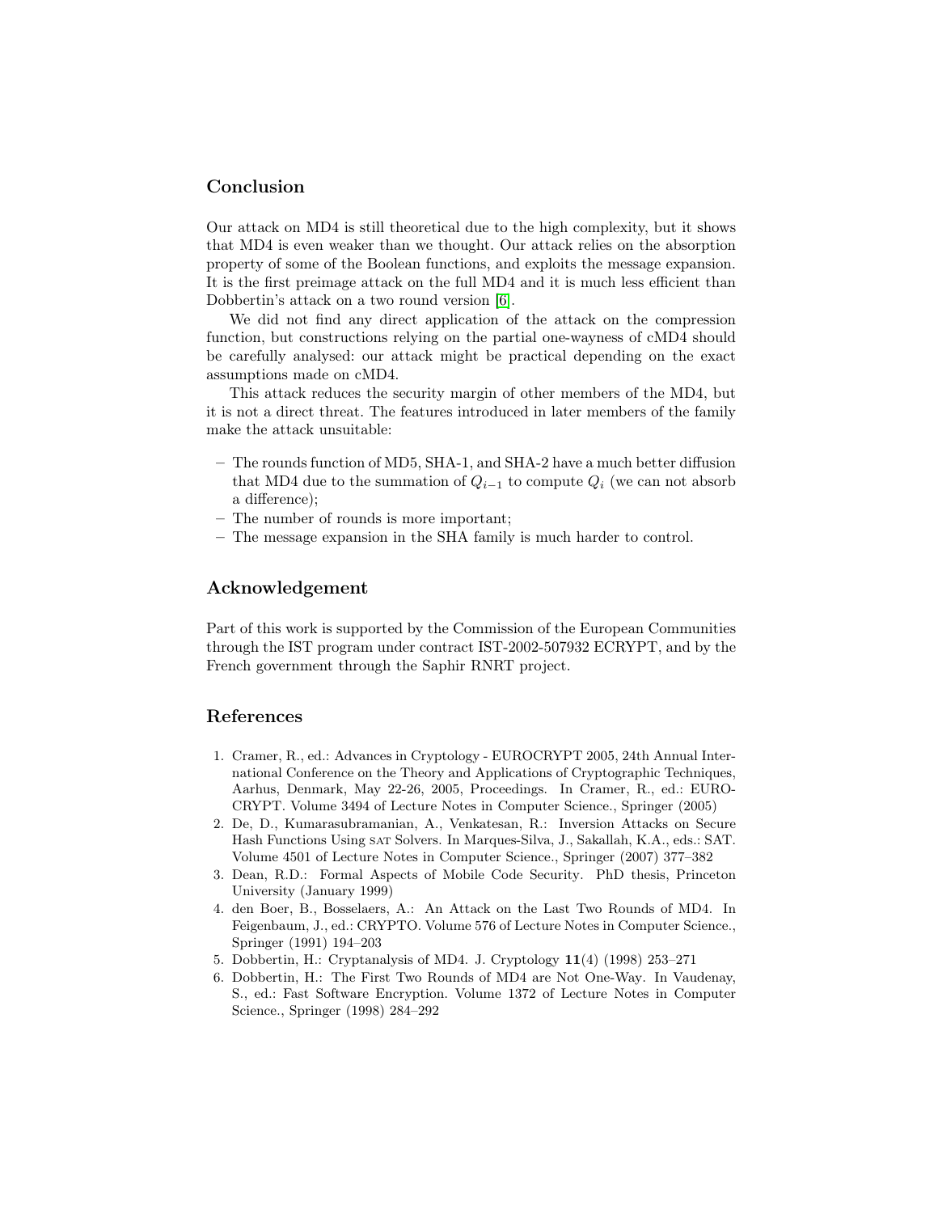## Conclusion

Our attack on MD4 is still theoretical due to the high complexity, but it shows that MD4 is even weaker than we thought. Our attack relies on the absorption property of some of the Boolean functions, and exploits the message expansion. It is the first preimage attack on the full MD4 and it is much less efficient than Dobbertin's attack on a two round version [6].

We did not find any direct application of the attack on the compression function, but constructions relying on the partial one-wayness of cMD4 should be carefully analysed: our attack might be practical depending on the exact assumptions made on cMD4.

This attack reduces the security margin of other members of the MD4, but it is not a direct threat. The features introduced in later members of the family make the attack unsuitable:

- The rounds function of MD5, SHA-1, and SHA-2 have a much better diffusion that MD4 due to the summation of $Q_{i-1}$ to compute $Q_i$ (we can not absorb a difference);
- The number of rounds is more important;
- The message expansion in the SHA family is much harder to control.

## Acknowledgement

Part of this work is supported by the Commission of the European Communities through the IST program under contract IST-2002-507932 ECRYPT, and by the French government through the Saphir RNRT project.

## References

1. Cramer, R., ed.: Advances in Cryptology - EUROCRYPT 2005, 24th Annual International Conference on the Theory and Applications of Cryptographic Techniques, Aarhus, Denmark, May 22-26, 2005, Proceedings. In Cramer, R., ed.: EUROCRYPT. Volume 3494 of Lecture Notes in Computer Science., Springer (2005)
2. De, D., Kumarasubramanian, A., Venkatesan, R.: Inversion Attacks on Secure Hash Functions Using SAT Solvers. In Marques-Silva, J., Sakallah, K.A., eds.: SAT. Volume 4501 of Lecture Notes in Computer Science., Springer (2007) 377–382
3. Dean, R.D.: Formal Aspects of Mobile Code Security. PhD thesis, Princeton University (January 1999)
4. den Boer, B., Bosselaers, A.: An Attack on the Last Two Rounds of MD4. In Feigenbaum, J., ed.: CRYPTO. Volume 576 of Lecture Notes in Computer Science., Springer (1991) 194–203
5. Dobbertin, H.: Cryptanalysis of MD4. J. Cryptology **11**(4) (1998) 253–271
6. Dobbertin, H.: The First Two Rounds of MD4 are Not One-Way. In Vaudenay, S., ed.: Fast Software Encryption. Volume 1372 of Lecture Notes in Computer Science., Springer (1998) 284–292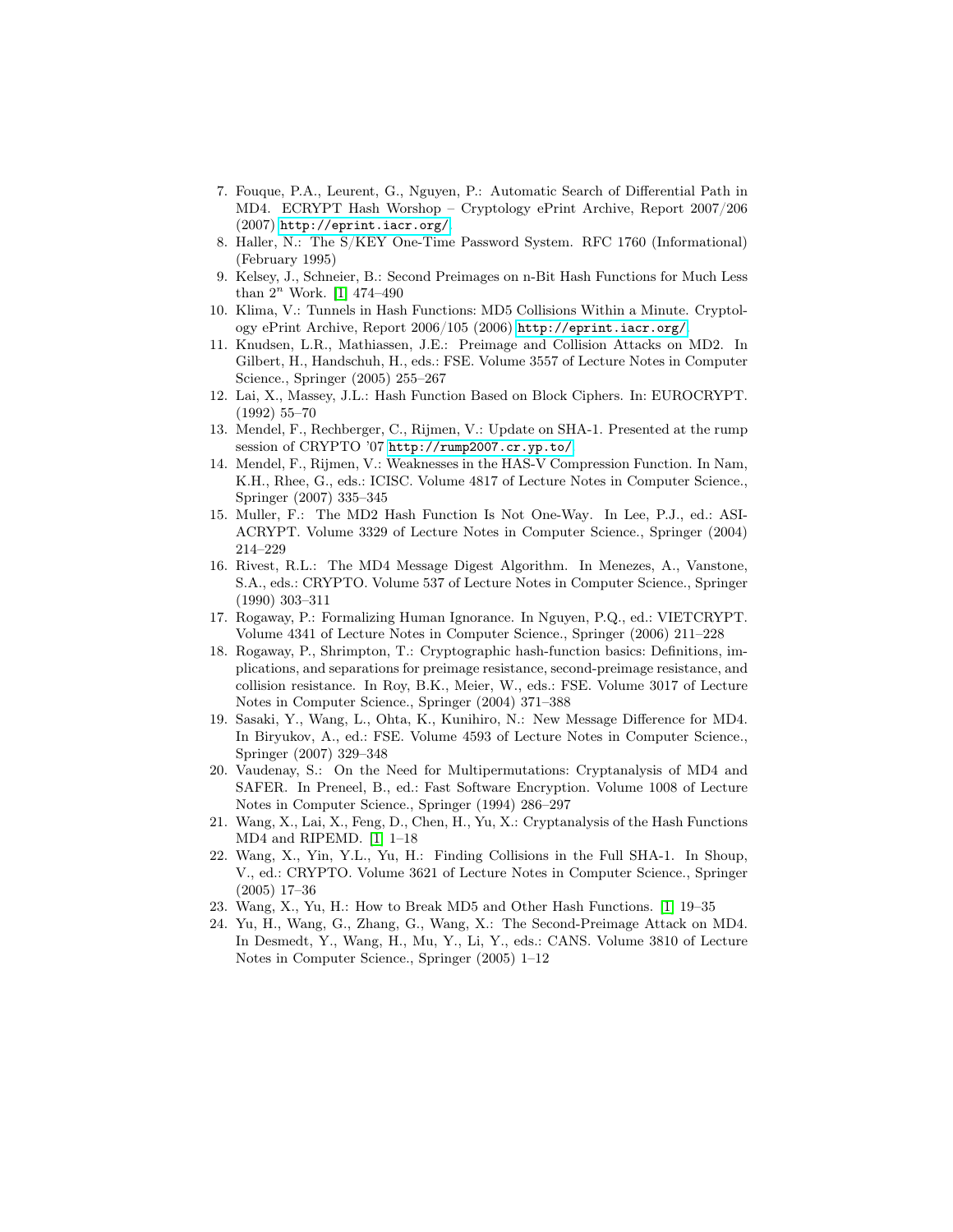7. Fouque, P.A., Leurent, G., Nguyen, P.: Automatic Search of Differential Path in MD4. ECRYPT Hash Worshop – Cryptology ePrint Archive, Report 2007/206 (2007) http://eprint.iacr.org/.
8. Haller, N.: The S/KEY One-Time Password System. RFC 1760 (Informational) (February 1995)
9. Kelsey, J., Schneier, B.: Second Preimages on n-Bit Hash Functions for Much Less than $2^n$ Work. [1] 474–490
10. Klima, V.: Tunnels in Hash Functions: MD5 Collisions Within a Minute. Cryptology ePrint Archive, Report 2006/105 (2006) http://eprint.iacr.org/.
11. Knudsen, L.R., Mathiassen, J.E.: Preimage and Collision Attacks on MD2. In Gilbert, H., Handschuh, H., eds.: FSE. Volume 3557 of Lecture Notes in Computer Science., Springer (2005) 255–267
12. Lai, X., Massey, J.L.: Hash Function Based on Block Ciphers. In: EUROCRYPT. (1992) 55–70
13. Mendel, F., Rechberger, C., Rijmen, V.: Update on SHA-1. Presented at the rump session of CRYPTO '07 http://rump2007.cr.yp.to/.
14. Mendel, F., Rijmen, V.: Weaknesses in the HAS-V Compression Function. In Nam, K.H., Rhee, G., eds.: ICISC. Volume 4817 of Lecture Notes in Computer Science., Springer (2007) 335–345
15. Muller, F.: The MD2 Hash Function Is Not One-Way. In Lee, P.J., ed.: ASIACRYPT. Volume 3329 of Lecture Notes in Computer Science., Springer (2004) 214–229
16. Rivest, R.L.: The MD4 Message Digest Algorithm. In Menezes, A., Vanstone, S.A., eds.: CRYPTO. Volume 537 of Lecture Notes in Computer Science., Springer (1990) 303–311
17. Rogaway, P.: Formalizing Human Ignorance. In Nguyen, P.Q., ed.: VIETCRYPT. Volume 4341 of Lecture Notes in Computer Science., Springer (2006) 211–228
18. Rogaway, P., Shrimpton, T.: Cryptographic hash-function basics: Definitions, implications, and separations for preimage resistance, second-preimage resistance, and collision resistance. In Roy, B.K., Meier, W., eds.: FSE. Volume 3017 of Lecture Notes in Computer Science., Springer (2004) 371–388
19. Sasaki, Y., Wang, L., Ohta, K., Kunihiro, N.: New Message Difference for MD4. In Biryukov, A., ed.: FSE. Volume 4593 of Lecture Notes in Computer Science., Springer (2007) 329–348
20. Vaudenay, S.: On the Need for Multipermutations: Cryptanalysis of MD4 and SAFER. In Preneel, B., ed.: Fast Software Encryption. Volume 1008 of Lecture Notes in Computer Science., Springer (1994) 286–297
21. Wang, X., Lai, X., Feng, D., Chen, H., Yu, X.: Cryptanalysis of the Hash Functions MD4 and RIPEMD. [1] 1–18
22. Wang, X., Yin, Y.L., Yu, H.: Finding Collisions in the Full SHA-1. In Shoup, V., ed.: CRYPTO. Volume 3621 of Lecture Notes in Computer Science., Springer (2005) 17–36
23. Wang, X., Yu, H.: How to Break MD5 and Other Hash Functions. [1] 19–35
24. Yu, H., Wang, G., Zhang, G., Wang, X.: The Second-Preimage Attack on MD4. In Desmedt, Y., Wang, H., Mu, Y., Li, Y., eds.: CANS. Volume 3810 of Lecture Notes in Computer Science., Springer (2005) 1–12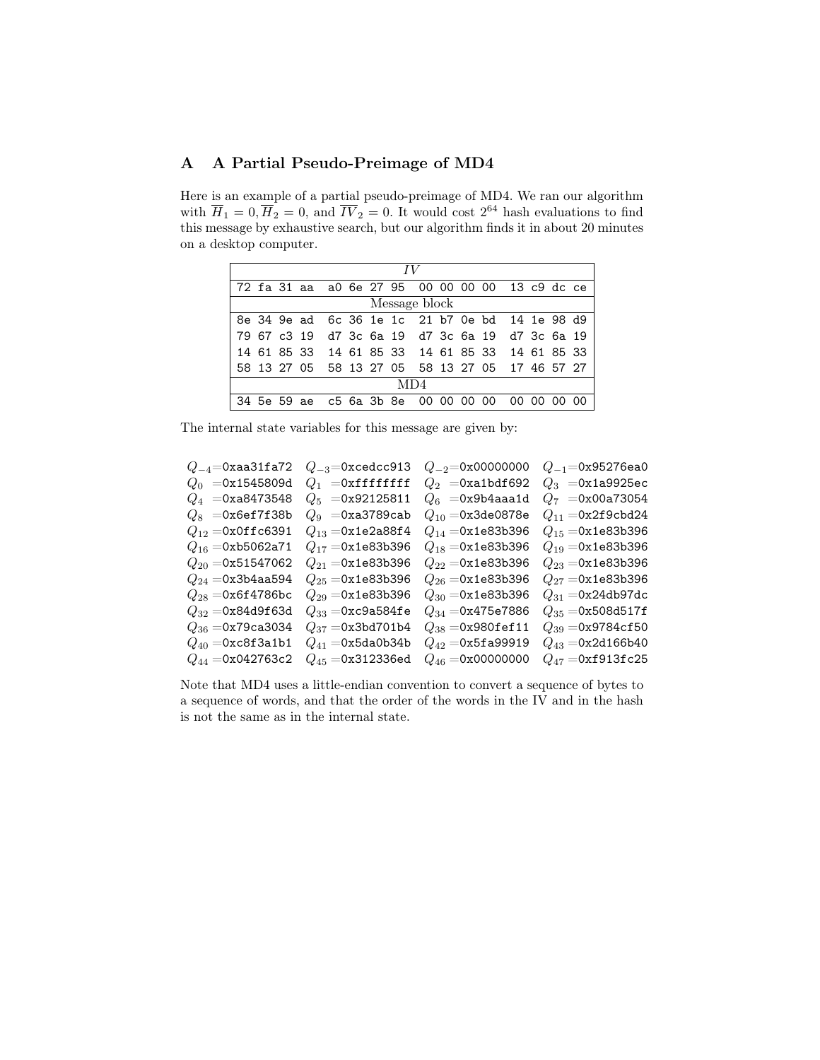## A A Partial Pseudo-Preimage of MD4

Here is an example of a partial pseudo-preimage of MD4. We ran our algorithm with $\overline{H}_1 = 0, \overline{H}_2 = 0$, and $\overline{IV}_2 = 0$. It would cost $2^{64}$ hash evaluations to find this message by exhaustive search, but our algorithm finds it in about 20 minutes on a desktop computer.

| *IV* | | | |
|---|---|---|---|
| 72 fa 31 aa | a0 6e 27 95 | 00 00 00 00 | 13 c9 dc ce |
| **Message block** | | | |
| 8e 34 9e ad | 6c 36 1e 1c | 21 b7 0e bd | 14 1e 98 d9 |
| 79 67 c3 19 | d7 3c 6a 19 | d7 3c 6a 19 | d7 3c 6a 19 |
| 14 61 85 33 | 14 61 85 33 | 14 61 85 33 | 14 61 85 33 |
| 58 13 27 05 | 58 13 27 05 | 58 13 27 05 | 17 46 57 27 |
| **MD4** | | | |
| 34 5e 59 ae | c5 6a 3b 8e | 00 00 00 00 | 00 00 00 00 |

The internal state variables for this message are given by:

| | | | |
|---|---|---|---|
| $Q_{-4}$=0xaa31fa72 | $Q_{-3}$=0xcedcc913 | $Q_{-2}$=0x00000000 | $Q_{-1}$=0x95276ea0 |
| $Q_0$ =0x1545809d | $Q_1$ =0xffffffff | $Q_2$ =0xa1bdf692 | $Q_3$ =0x1a9925ec |
| $Q_4$ =0xa8473548 | $Q_5$ =0x92125811 | $Q_6$ =0x9b4aaa1d | $Q_7$ =0x00a73054 |
| $Q_8$ =0x6ef7f38b | $Q_9$ =0xa3789cab | $Q_{10}$ =0x3de0878e | $Q_{11}$ =0x2f9cbd24 |
| $Q_{12}$ =0x0ffc6391 | $Q_{13}$ =0x1e2a88f4 | $Q_{14}$ =0x1e83b396 | $Q_{15}$ =0x1e83b396 |
| $Q_{16}$ =0xb5062a71 | $Q_{17}$ =0x1e83b396 | $Q_{18}$ =0x1e83b396 | $Q_{19}$ =0x1e83b396 |
| $Q_{20}$ =0x51547062 | $Q_{21}$ =0x1e83b396 | $Q_{22}$ =0x1e83b396 | $Q_{23}$ =0x1e83b396 |
| $Q_{24}$ =0x3b4aa594 | $Q_{25}$ =0x1e83b396 | $Q_{26}$ =0x1e83b396 | $Q_{27}$ =0x1e83b396 |
| $Q_{28}$ =0x6f4786bc | $Q_{29}$ =0x1e83b396 | $Q_{30}$ =0x1e83b396 | $Q_{31}$ =0x24db97dc |
| $Q_{32}$ =0x84d9f63d | $Q_{33}$ =0xc9a584fe | $Q_{34}$ =0x475e7886 | $Q_{35}$ =0x508d517f |
| $Q_{36}$ =0x79ca3034 | $Q_{37}$ =0x3bd701b4 | $Q_{38}$ =0x980fef11 | $Q_{39}$ =0x9784cf50 |
| $Q_{40}$ =0xc8f3a1b1 | $Q_{41}$ =0x5da0b34b | $Q_{42}$ =0x5fa99919 | $Q_{43}$ =0x2d166b40 |
| $Q_{44}$ =0x042763c2 | $Q_{45}$ =0x312336ed | $Q_{46}$ =0x00000000 | $Q_{47}$ =0xf913fc25 |

Note that MD4 uses a little-endian convention to convert a sequence of bytes to a sequence of words, and that the order of the words in the IV and in the hash is not the same as in the internal state.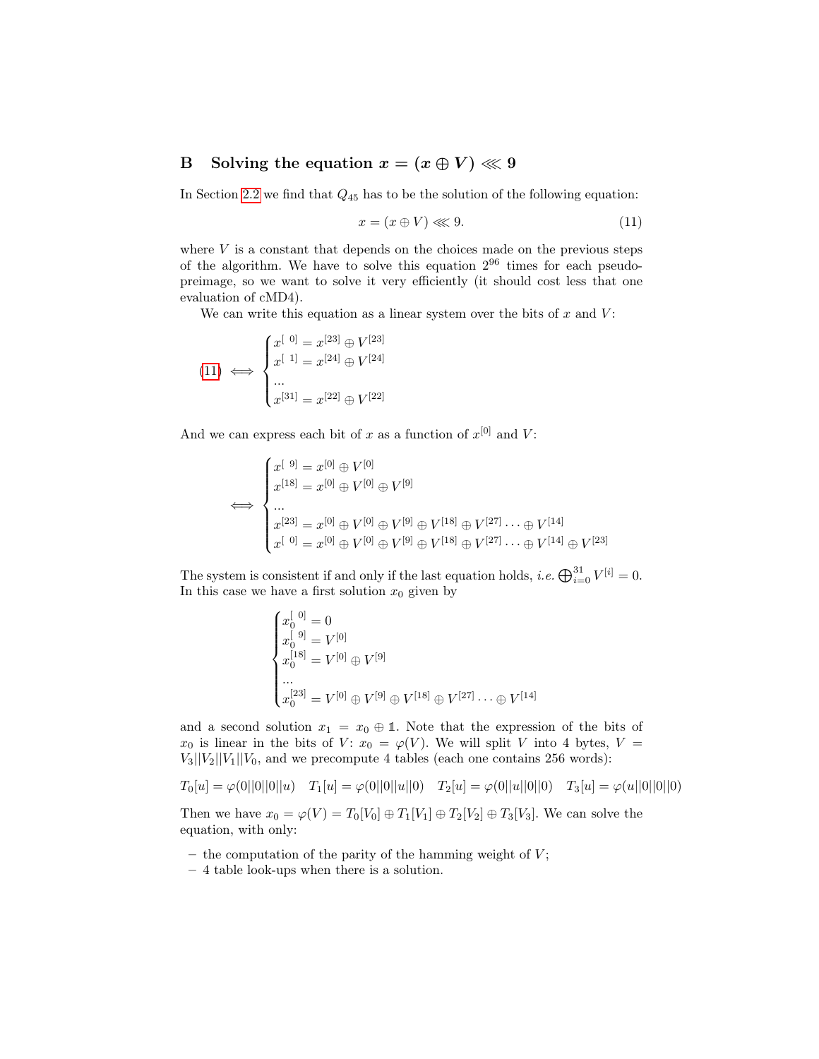## B Solving the equation $x = (x \oplus V) \lll 9$

In Section 2.2 we find that $Q_{45}$ has to be the solution of the following equation:

$$x = (x \oplus V) \lll 9. \tag{11}$$

where $V$ is a constant that depends on the choices made on the previous steps of the algorithm. We have to solve this equation $2^{96}$ times for each pseudo-preimage, so we want to solve it very efficiently (it should cost less that one evaluation of cMD4).

We can write this equation as a linear system over the bits of $x$ and $V$:

$$(11) \iff \begin{cases} x^{[\ 0]} = x^{[23]} \oplus V^{[23]} \\ x^{[\ 1]} = x^{[24]} \oplus V^{[24]} \\ \ldots \\ x^{[31]} = x^{[22]} \oplus V^{[22]} \end{cases}$$

And we can express each bit of $x$ as a function of $x^{[0]}$ and $V$:

$$\iff \begin{cases} x^{[\ 9]} = x^{[0]} \oplus V^{[0]} \\ x^{[18]} = x^{[0]} \oplus V^{[0]} \oplus V^{[9]} \\ \ldots \\ x^{[23]} = x^{[0]} \oplus V^{[0]} \oplus V^{[9]} \oplus V^{[18]} \oplus V^{[27]} \cdots \oplus V^{[14]} \\ x^{[\ 0]} = x^{[0]} \oplus V^{[0]} \oplus V^{[9]} \oplus V^{[18]} \oplus V^{[27]} \cdots \oplus V^{[14]} \oplus V^{[23]} \end{cases}$$

The system is consistent if and only if the last equation holds, *i.e.* $\bigoplus_{i=0}^{31} V^{[i]} = 0$. In this case we have a first solution $x_0$ given by

$$\begin{cases} x_0^{[\ 0]} = 0 \\ x_0^{[\ 9]} = V^{[0]} \\ x_0^{[18]} = V^{[0]} \oplus V^{[9]} \\ \ldots \\ x_0^{[23]} = V^{[0]} \oplus V^{[9]} \oplus V^{[18]} \oplus V^{[27]} \cdots \oplus V^{[14]} \end{cases}$$

and a second solution $x_1 = x_0 \oplus \mathbb{1}$. Note that the expression of the bits of $x_0$ is linear in the bits of $V$: $x_0 = \varphi(V)$. We will split $V$ into 4 bytes, $V = V_3||V_2||V_1||V_0$, and we precompute 4 tables (each one contains 256 words):

$$T_0[u] = \varphi(0||0||0||u) \quad T_1[u] = \varphi(0||0||u||0) \quad T_2[u] = \varphi(0||u||0||0) \quad T_3[u] = \varphi(u||0||0||0)$$

Then we have $x_0 = \varphi(V) = T_0[V_0] \oplus T_1[V_1] \oplus T_2[V_2] \oplus T_3[V_3]$. We can solve the equation, with only:

- the computation of the parity of the hamming weight of $V$;
- 4 table look-ups when there is a solution.